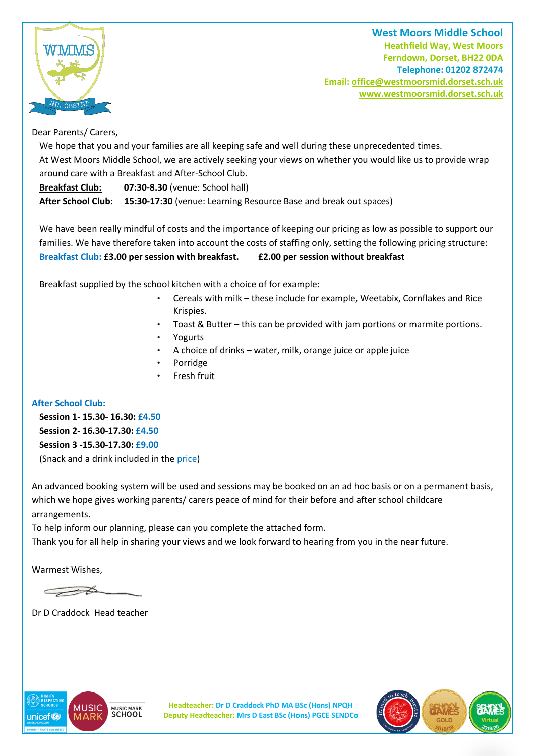**West Moors Middle School**
**Heathfield Way, West Moors**
**Ferndown, Dorset, BH22 0DA**
**Telephone: 01202 872474**
**Email: office@westmoorsmid.dorset.sch.uk**
**www.westmoorsmid.dorset.sch.uk**

Dear Parents/ Carers,

We hope that you and your families are all keeping safe and well during these unprecedented times.

At West Moors Middle School, we are actively seeking your views on whether you would like us to provide wrap around care with a Breakfast and After-School Club.

**Breakfast Club:** **07:30-8.30** (venue: School hall)
**After School Club:** **15:30-17:30** (venue: Learning Resource Base and break out spaces)

We have been really mindful of costs and the importance of keeping our pricing as low as possible to support our families. We have therefore taken into account the costs of staffing only, setting the following pricing structure:

**Breakfast Club: £3.00 per session with breakfast.** **£2.00 per session without breakfast**

Breakfast supplied by the school kitchen with a choice of for example:

- Cereals with milk – these include for example, Weetabix, Cornflakes and Rice Krispies.
- Toast & Butter – this can be provided with jam portions or marmite portions.
- Yogurts
- A choice of drinks – water, milk, orange juice or apple juice
- Porridge
- Fresh fruit

**After School Club:**

**Session 1- 15.30- 16.30: £4.50**
**Session 2- 16.30-17.30: £4.50**
**Session 3 -15.30-17.30: £9.00**
(Snack and a drink included in the price)

An advanced booking system will be used and sessions may be booked on an ad hoc basis or on a permanent basis, which we hope gives working parents/ carers peace of mind for their before and after school childcare arrangements.

To help inform our planning, please can you complete the attached form.

Thank you for all help in sharing your views and we look forward to hearing from you in the near future.

Warmest Wishes,

Dr D Craddock Head teacher

**Headteacher: Dr D Craddock PhD MA BSc (Hons) NPQH**
**Deputy Headteacher: Mrs D East BSc (Hons) PGCE SENDCo**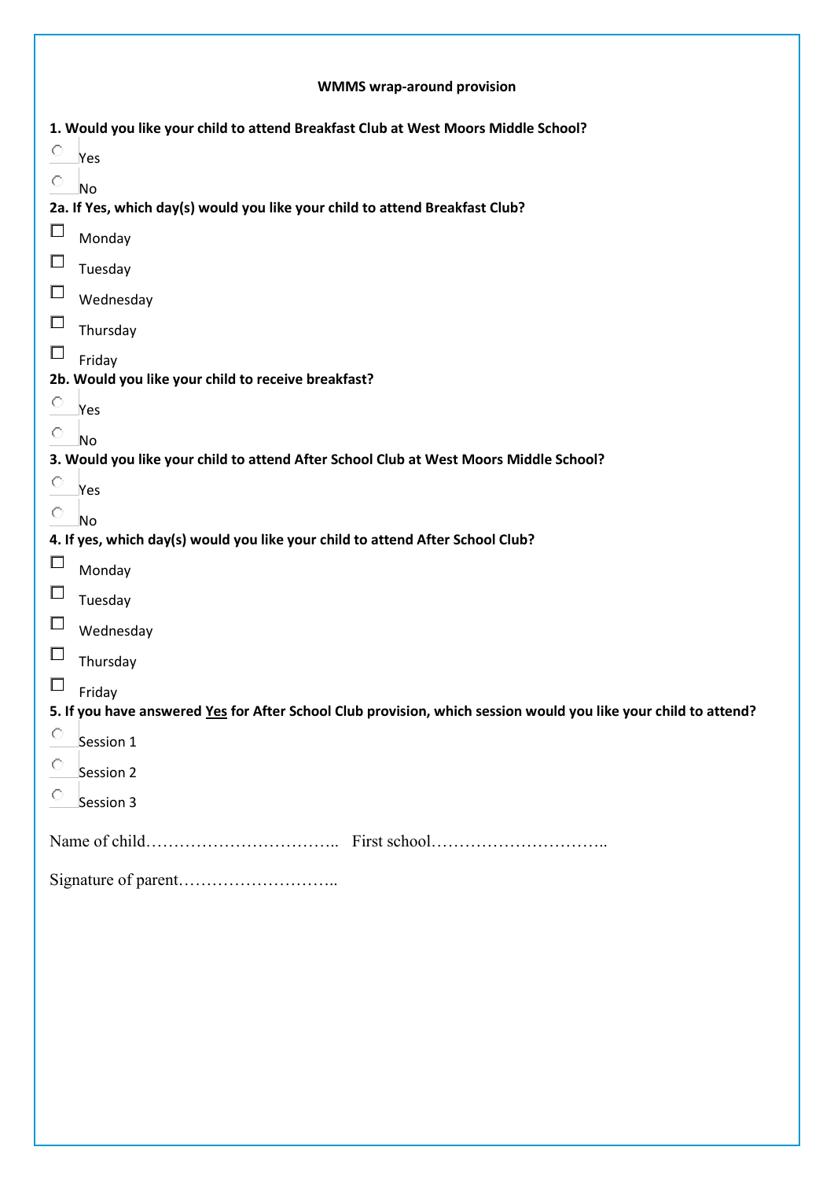**WMMS wrap-around provision**

**1. Would you like your child to attend Breakfast Club at West Moors Middle School?**

- ○ Yes
- ○ No

**2a. If Yes, which day(s) would you like your child to attend Breakfast Club?**

- ☐ Monday
- ☐ Tuesday
- ☐ Wednesday
- ☐ Thursday
- ☐ Friday

**2b. Would you like your child to receive breakfast?**

- ○ Yes
- ○ No

**3. Would you like your child to attend After School Club at West Moors Middle School?**

- ○ Yes
- ○ No

**4. If yes, which day(s) would you like your child to attend After School Club?**

- ☐ Monday
- ☐ Tuesday
- ☐ Wednesday
- ☐ Thursday
- ☐ Friday

**5. If you have answered <u>Yes</u> for After School Club provision, which session would you like your child to attend?**

- ○ Session 1
- ○ Session 2
- ○ Session 3

Name of child…………………………….. First school…………………………..

Signature of parent………………………..